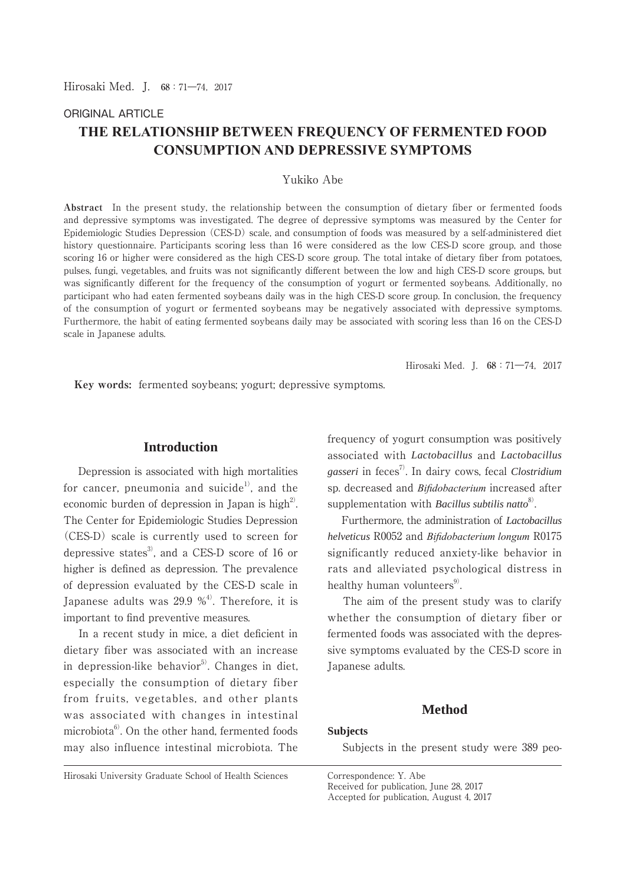ORIGINAL ARTICLE

# THE RELATIONSHIP BETWEEN FREQUENCY OF FERMENTED FOOD CONSUMPTION AND DEPRESSIVE SYMPTOMS

Yukiko Abe

**Abstract** In the present study, the relationship between the consumption of dietary fiber or fermented foods and depressive symptoms was investigated. The degree of depressive symptoms was measured by the Center for Epidemiologic Studies Depression (CES-D) scale, and consumption of foods was measured by a self-administered diet history questionnaire. Participants scoring less than 16 were considered as the low CES-D score group, and those scoring 16 or higher were considered as the high CES-D score group. The total intake of dietary fiber from potatoes, pulses, fungi, vegetables, and fruits was not significantly different between the low and high CES-D score groups, but was significantly different for the frequency of the consumption of yogurt or fermented soybeans. Additionally, no participant who had eaten fermented soybeans daily was in the high CES-D score group. In conclusion, the frequency of the consumption of yogurt or fermented soybeans may be negatively associated with depressive symptoms. Furthermore, the habit of eating fermented soybeans daily may be associated with scoring less than 16 on the CES-D scale in Japanese adults.

**Key words:** fermented soybeans; yogurt; depressive symptoms.

## Introduction

Depression is associated with high mortalities for cancer, pneumonia and suicide[1], and the economic burden of depression in Japan is high[2]. The Center for Epidemiologic Studies Depression (CES-D) scale is currently used to screen for depressive states[3], and a CES-D score of 16 or higher is defined as depression. The prevalence of depression evaluated by the CES-D scale in Japanese adults was 29.9 %[4]. Therefore, it is important to find preventive measures.

In a recent study in mice, a diet deficient in dietary fiber was associated with an increase in depression-like behavior[5]. Changes in diet, especially the consumption of dietary fiber from fruits, vegetables, and other plants was associated with changes in intestinal microbiota[6]. On the other hand, fermented foods may also influence intestinal microbiota. The frequency of yogurt consumption was positively associated with *Lactobacillus* and *Lactobacillus gasseri* in feces[7]. In dairy cows, fecal *Clostridium* sp. decreased and *Bifidobacterium* increased after supplementation with *Bacillus subtilis natto*[8].

Furthermore, the administration of *Lactobacillus helveticus* R0052 and *Bifidobacterium longum* R0175 significantly reduced anxiety-like behavior in rats and alleviated psychological distress in healthy human volunteers[9].

The aim of the present study was to clarify whether the consumption of dietary fiber or fermented foods was associated with the depressive symptoms evaluated by the CES-D score in Japanese adults.

## Method

### Subjects

Subjects in the present study were 389 peo-

Hirosaki University Graduate School of Health Sciences

Correspondence: Y. Abe
Received for publication, June 28, 2017
Accepted for publication, August 4, 2017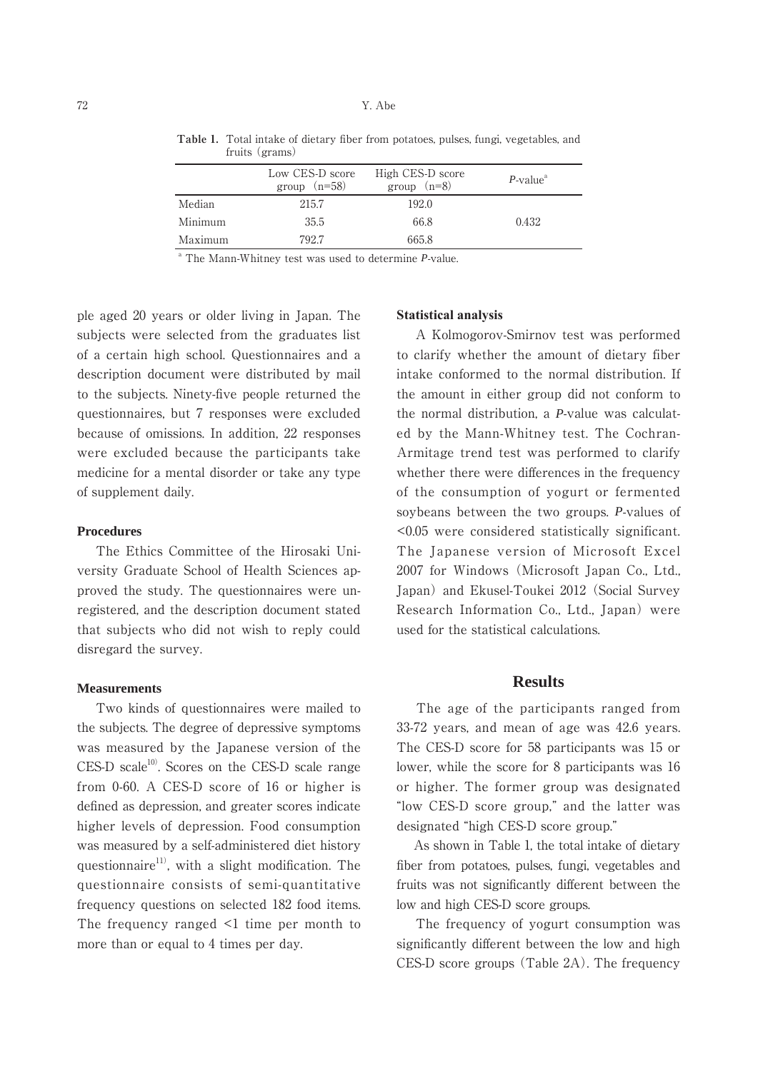**Table 1.** Total intake of dietary fiber from potatoes, pulses, fungi, vegetables, and fruits (grams)

| | Low CES-D score group (n=58) | High CES-D score group (n=8) | *P*-value[a] |
|---|---|---|---|
| Median | 215.7 | 192.0 | |
| Minimum | 35.5 | 66.8 | 0.432 |
| Maximum | 792.7 | 665.8 | |

[a] The Mann-Whitney test was used to determine *P*-value.

ple aged 20 years or older living in Japan. The subjects were selected from the graduates list of a certain high school. Questionnaires and a description document were distributed by mail to the subjects. Ninety-five people returned the questionnaires, but 7 responses were excluded because of omissions. In addition, 22 responses were excluded because the participants take medicine for a mental disorder or take any type of supplement daily.

### Procedures

The Ethics Committee of the Hirosaki University Graduate School of Health Sciences approved the study. The questionnaires were unregistered, and the description document stated that subjects who did not wish to reply could disregard the survey.

### Measurements

Two kinds of questionnaires were mailed to the subjects. The degree of depressive symptoms was measured by the Japanese version of the CES-D scale[10]. Scores on the CES-D scale range from 0-60. A CES-D score of 16 or higher is defined as depression, and greater scores indicate higher levels of depression. Food consumption was measured by a self-administered diet history questionnaire[11], with a slight modification. The questionnaire consists of semi-quantitative frequency questions on selected 182 food items. The frequency ranged <1 time per month to more than or equal to 4 times per day.

### Statistical analysis

A Kolmogorov-Smirnov test was performed to clarify whether the amount of dietary fiber intake conformed to the normal distribution. If the amount in either group did not conform to the normal distribution, a *P*-value was calculated by the Mann-Whitney test. The Cochran-Armitage trend test was performed to clarify whether there were differences in the frequency of the consumption of yogurt or fermented soybeans between the two groups. *P*-values of <0.05 were considered statistically significant. The Japanese version of Microsoft Excel 2007 for Windows (Microsoft Japan Co., Ltd., Japan) and Ekusel-Toukei 2012 (Social Survey Research Information Co., Ltd., Japan) were used for the statistical calculations.

## Results

The age of the participants ranged from 33-72 years, and mean of age was 42.6 years. The CES-D score for 58 participants was 15 or lower, while the score for 8 participants was 16 or higher. The former group was designated "low CES-D score group," and the latter was designated "high CES-D score group."

As shown in Table 1, the total intake of dietary fiber from potatoes, pulses, fungi, vegetables and fruits was not significantly different between the low and high CES-D score groups.

The frequency of yogurt consumption was significantly different between the low and high CES-D score groups (Table 2A). The frequency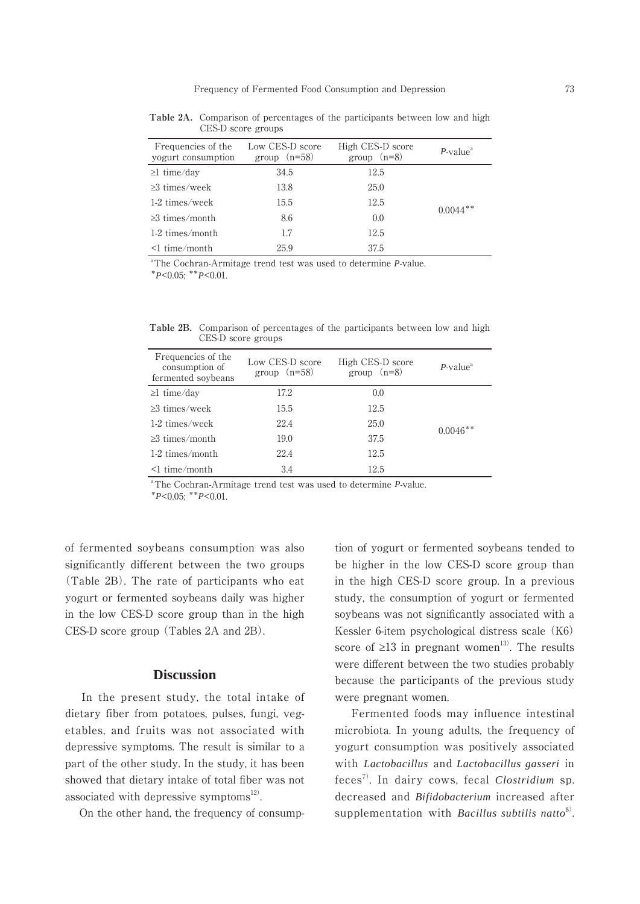**Table 2A.** Comparison of percentages of the participants between low and high CES-D score groups

| Frequencies of the yogurt consumption | Low CES-D score group (n=58) | High CES-D score group (n=8) | *P*-value[a] |
|---|---|---|---|
| ≥1 time/day | 34.5 | 12.5 | 0.0044** |
| ≥3 times/week | 13.8 | 25.0 | |
| 1-2 times/week | 15.5 | 12.5 | |
| ≥3 times/month | 8.6 | 0.0 | |
| 1-2 times/month | 1.7 | 12.5 | |
| <1 time/month | 25.9 | 37.5 | |

[a]The Cochran-Armitage trend test was used to determine *P*-value.
*$P$<0.05; **$P$<0.01.

**Table 2B.** Comparison of percentages of the participants between low and high CES-D score groups

| Frequencies of the consumption of fermented soybeans | Low CES-D score group (n=58) | High CES-D score group (n=8) | *P*-value[a] |
|---|---|---|---|
| ≥1 time/day | 17.2 | 0.0 | 0.0046** |
| ≥3 times/week | 15.5 | 12.5 | |
| 1-2 times/week | 22.4 | 25.0 | |
| ≥3 times/month | 19.0 | 37.5 | |
| 1-2 times/month | 22.4 | 12.5 | |
| <1 time/month | 3.4 | 12.5 | |

[a]The Cochran-Armitage trend test was used to determine *P*-value.
*$P$<0.05; **$P$<0.01.

of fermented soybeans consumption was also significantly different between the two groups (Table 2B). The rate of participants who eat yogurt or fermented soybeans daily was higher in the low CES-D score group than in the high CES-D score group (Tables 2A and 2B).

## Discussion

In the present study, the total intake of dietary fiber from potatoes, pulses, fungi, vegetables, and fruits was not associated with depressive symptoms. The result is similar to a part of the other study. In the study, it has been showed that dietary intake of total fiber was not associated with depressive symptoms[12].

On the other hand, the frequency of consumption of yogurt or fermented soybeans tended to be higher in the low CES-D score group than in the high CES-D score group. In a previous study, the consumption of yogurt or fermented soybeans was not significantly associated with a Kessler 6-item psychological distress scale (K6) score of ≥13 in pregnant women[13]. The results were different between the two studies probably because the participants of the previous study were pregnant women.

Fermented foods may influence intestinal microbiota. In young adults, the frequency of yogurt consumption was positively associated with *Lactobacillus* and *Lactobacillus gasseri* in feces[7]. In dairy cows, fecal *Clostridium* sp. decreased and *Bifidobacterium* increased after supplementation with *Bacillus subtilis natto*[8].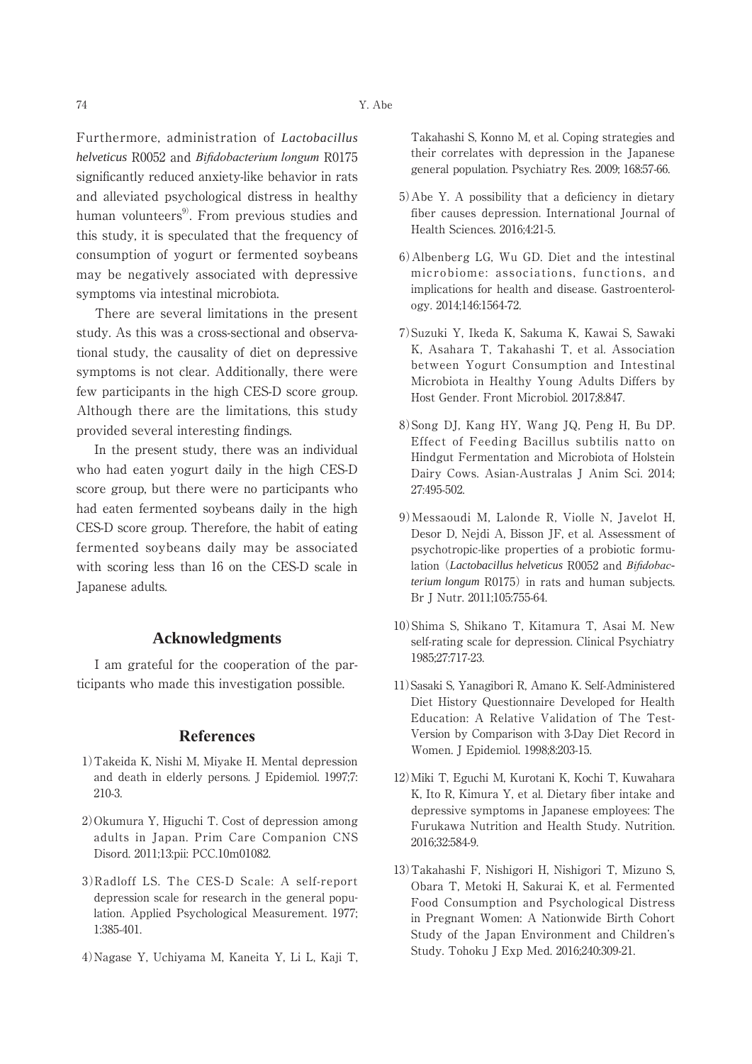Furthermore, administration of *Lactobacillus helveticus* R0052 and *Bifidobacterium longum* R0175 significantly reduced anxiety-like behavior in rats and alleviated psychological distress in healthy human volunteers[9]. From previous studies and this study, it is speculated that the frequency of consumption of yogurt or fermented soybeans may be negatively associated with depressive symptoms via intestinal microbiota.

There are several limitations in the present study. As this was a cross-sectional and observational study, the causality of diet on depressive symptoms is not clear. Additionally, there were few participants in the high CES-D score group. Although there are the limitations, this study provided several interesting findings.

In the present study, there was an individual who had eaten yogurt daily in the high CES-D score group, but there were no participants who had eaten fermented soybeans daily in the high CES-D score group. Therefore, the habit of eating fermented soybeans daily may be associated with scoring less than 16 on the CES-D scale in Japanese adults.

## Acknowledgments

I am grateful for the cooperation of the participants who made this investigation possible.

## References

1) Takeida K, Nishi M, Miyake H. Mental depression and death in elderly persons. J Epidemiol. 1997;7:210-3.

2) Okumura Y, Higuchi T. Cost of depression among adults in Japan. Prim Care Companion CNS Disord. 2011;13:pii: PCC.10m01082.

3) Radloff LS. The CES-D Scale: A self-report depression scale for research in the general population. Applied Psychological Measurement. 1977;1:385-401.

4) Nagase Y, Uchiyama M, Kaneita Y, Li L, Kaji T, Takahashi S, Konno M, et al. Coping strategies and their correlates with depression in the Japanese general population. Psychiatry Res. 2009; 168:57-66.

5) Abe Y. A possibility that a deficiency in dietary fiber causes depression. International Journal of Health Sciences. 2016;4:21-5.

6) Albenberg LG, Wu GD. Diet and the intestinal microbiome: associations, functions, and implications for health and disease. Gastroenterology. 2014;146:1564-72.

7) Suzuki Y, Ikeda K, Sakuma K, Kawai S, Sawaki K, Asahara T, Takahashi T, et al. Association between Yogurt Consumption and Intestinal Microbiota in Healthy Young Adults Differs by Host Gender. Front Microbiol. 2017;8:847.

8) Song DJ, Kang HY, Wang JQ, Peng H, Bu DP. Effect of Feeding Bacillus subtilis natto on Hindgut Fermentation and Microbiota of Holstein Dairy Cows. Asian-Australas J Anim Sci. 2014; 27:495-502.

9) Messaoudi M, Lalonde R, Violle N, Javelot H, Desor D, Nejdi A, Bisson JF, et al. Assessment of psychotropic-like properties of a probiotic formulation (*Lactobacillus helveticus* R0052 and *Bifidobacterium longum* R0175) in rats and human subjects. Br J Nutr. 2011;105:755-64.

10) Shima S, Shikano T, Kitamura T, Asai M. New self-rating scale for depression. Clinical Psychiatry 1985;27:717-23.

11) Sasaki S, Yanagibori R, Amano K. Self-Administered Diet History Questionnaire Developed for Health Education: A Relative Validation of The Test-Version by Comparison with 3-Day Diet Record in Women. J Epidemiol. 1998;8:203-15.

12) Miki T, Eguchi M, Kurotani K, Kochi T, Kuwahara K, Ito R, Kimura Y, et al. Dietary fiber intake and depressive symptoms in Japanese employees: The Furukawa Nutrition and Health Study. Nutrition. 2016;32:584-9.

13) Takahashi F, Nishigori H, Nishigori T, Mizuno S, Obara T, Metoki H, Sakurai K, et al. Fermented Food Consumption and Psychological Distress in Pregnant Women: A Nationwide Birth Cohort Study of the Japan Environment and Children's Study. Tohoku J Exp Med. 2016;240:309-21.